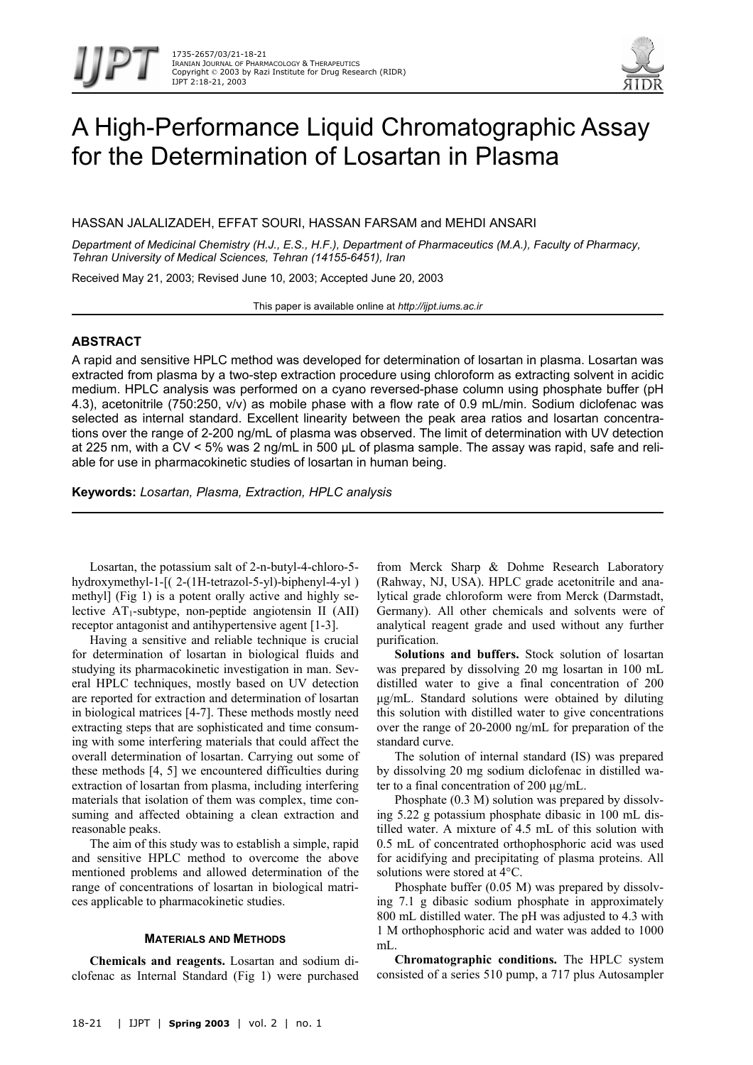# A High-Performance Liquid Chromatographic Assay for the Determination of Losartan in Plasma

HASSAN JALALIZADEH, EFFAT SOURI, HASSAN FARSAM and MEHDI ANSARI

*Department of Medicinal Chemistry (H.J., E.S., H.F.), Department of Pharmaceutics (M.A.), Faculty of Pharmacy, Tehran University of Medical Sciences, Tehran (14155-6451), Iran*

Received May 21, 2003; Revised June 10, 2003; Accepted June 20, 2003

This paper is available online at *http://ijpt.iums.ac.ir*

## ABSTRACT

A rapid and sensitive HPLC method was developed for determination of losartan in plasma. Losartan was extracted from plasma by a two-step extraction procedure using chloroform as extracting solvent in acidic medium. HPLC analysis was performed on a cyano reversed-phase column using phosphate buffer (pH 4.3), acetonitrile (750:250, v/v) as mobile phase with a flow rate of 0.9 mL/min. Sodium diclofenac was selected as internal standard. Excellent linearity between the peak area ratios and losartan concentrations over the range of 2-200 ng/mL of plasma was observed. The limit of determination with UV detection at 225 nm, with a CV < 5% was 2 ng/mL in 500 µL of plasma sample. The assay was rapid, safe and reliable for use in pharmacokinetic studies of losartan in human being.

**Keywords:** *Losartan, Plasma, Extraction, HPLC analysis*

Losartan, the potassium salt of 2-n-butyl-4-chloro-5-hydroxymethyl-1-[( 2-(1H-tetrazol-5-yl)-biphenyl-4-yl ) methyl] (Fig 1) is a potent orally active and highly selective $AT_1$-subtype, non-peptide angiotensin II (AII) receptor antagonist and antihypertensive agent [1-3].

Having a sensitive and reliable technique is crucial for determination of losartan in biological fluids and studying its pharmacokinetic investigation in man. Several HPLC techniques, mostly based on UV detection are reported for extraction and determination of losartan in biological matrices [4-7]. These methods mostly need extracting steps that are sophisticated and time consuming with some interfering materials that could affect the overall determination of losartan. Carrying out some of these methods [4, 5] we encountered difficulties during extraction of losartan from plasma, including interfering materials that isolation of them was complex, time consuming and affected obtaining a clean extraction and reasonable peaks.

The aim of this study was to establish a simple, rapid and sensitive HPLC method to overcome the above mentioned problems and allowed determination of the range of concentrations of losartan in biological matrices applicable to pharmacokinetic studies.

## MATERIALS AND METHODS

**Chemicals and reagents.** Losartan and sodium diclofenac as Internal Standard (Fig 1) were purchased from Merck Sharp & Dohme Research Laboratory (Rahway, NJ, USA). HPLC grade acetonitrile and analytical grade chloroform were from Merck (Darmstadt, Germany). All other chemicals and solvents were of analytical reagent grade and used without any further purification.

**Solutions and buffers.** Stock solution of losartan was prepared by dissolving 20 mg losartan in 100 mL distilled water to give a final concentration of 200 µg/mL. Standard solutions were obtained by diluting this solution with distilled water to give concentrations over the range of 20-2000 ng/mL for preparation of the standard curve.

The solution of internal standard (IS) was prepared by dissolving 20 mg sodium diclofenac in distilled water to a final concentration of 200 µg/mL.

Phosphate (0.3 M) solution was prepared by dissolving 5.22 g potassium phosphate dibasic in 100 mL distilled water. A mixture of 4.5 mL of this solution with 0.5 mL of concentrated orthophosphoric acid was used for acidifying and precipitating of plasma proteins. All solutions were stored at 4°C.

Phosphate buffer (0.05 M) was prepared by dissolving 7.1 g dibasic sodium phosphate in approximately 800 mL distilled water. The pH was adjusted to 4.3 with 1 M orthophosphoric acid and water was added to 1000 mL.

**Chromatographic conditions.** The HPLC system consisted of a series 510 pump, a 717 plus Autosampler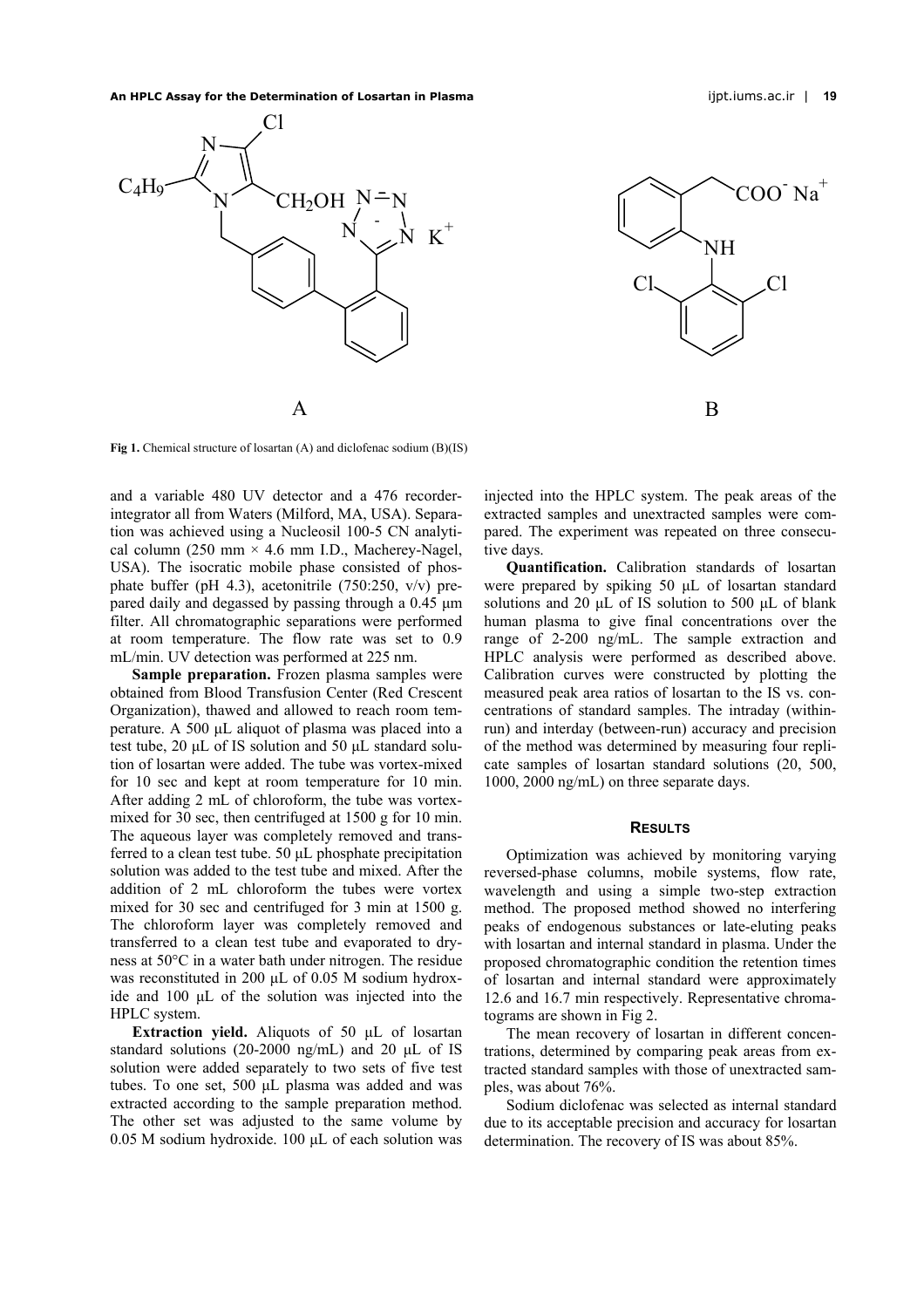**Fig 1.** Chemical structure of losartan (A) and diclofenac sodium (B)(IS)

and a variable 480 UV detector and a 476 recorder-integrator all from Waters (Milford, MA, USA). Separation was achieved using a Nucleosil 100-5 CN analytical column (250 mm × 4.6 mm I.D., Macherey-Nagel, USA). The isocratic mobile phase consisted of phosphate buffer (pH 4.3), acetonitrile (750:250, v/v) prepared daily and degassed by passing through a 0.45 µm filter. All chromatographic separations were performed at room temperature. The flow rate was set to 0.9 mL/min. UV detection was performed at 225 nm.

**Sample preparation.** Frozen plasma samples were obtained from Blood Transfusion Center (Red Crescent Organization), thawed and allowed to reach room temperature. A 500 µL aliquot of plasma was placed into a test tube, 20 µL of IS solution and 50 µL standard solution of losartan were added. The tube was vortex-mixed for 10 sec and kept at room temperature for 10 min. After adding 2 mL of chloroform, the tube was vortex-mixed for 30 sec, then centrifuged at 1500 g for 10 min. The aqueous layer was completely removed and transferred to a clean test tube. 50 µL phosphate precipitation solution was added to the test tube and mixed. After the addition of 2 mL chloroform the tubes were vortex mixed for 30 sec and centrifuged for 3 min at 1500 g. The chloroform layer was completely removed and transferred to a clean test tube and evaporated to dryness at 50°C in a water bath under nitrogen. The residue was reconstituted in 200 µL of 0.05 M sodium hydroxide and 100 µL of the solution was injected into the HPLC system.

**Extraction yield.** Aliquots of 50 µL of losartan standard solutions (20-2000 ng/mL) and 20 µL of IS solution were added separately to two sets of five test tubes. To one set, 500 µL plasma was added and was extracted according to the sample preparation method. The other set was adjusted to the same volume by 0.05 M sodium hydroxide. 100 µL of each solution was injected into the HPLC system. The peak areas of the extracted samples and unextracted samples were compared. The experiment was repeated on three consecutive days.

**Quantification.** Calibration standards of losartan were prepared by spiking 50 µL of losartan standard solutions and 20 µL of IS solution to 500 µL of blank human plasma to give final concentrations over the range of 2-200 ng/mL. The sample extraction and HPLC analysis were performed as described above. Calibration curves were constructed by plotting the measured peak area ratios of losartan to the IS vs. concentrations of standard samples. The intraday (within-run) and interday (between-run) accuracy and precision of the method was determined by measuring four replicate samples of losartan standard solutions (20, 500, 1000, 2000 ng/mL) on three separate days.

## RESULTS

Optimization was achieved by monitoring varying reversed-phase columns, mobile systems, flow rate, wavelength and using a simple two-step extraction method. The proposed method showed no interfering peaks of endogenous substances or late-eluting peaks with losartan and internal standard in plasma. Under the proposed chromatographic condition the retention times of losartan and internal standard were approximately 12.6 and 16.7 min respectively. Representative chromatograms are shown in Fig 2.

The mean recovery of losartan in different concentrations, determined by comparing peak areas from extracted standard samples with those of unextracted samples, was about 76%.

Sodium diclofenac was selected as internal standard due to its acceptable precision and accuracy for losartan determination. The recovery of IS was about 85%.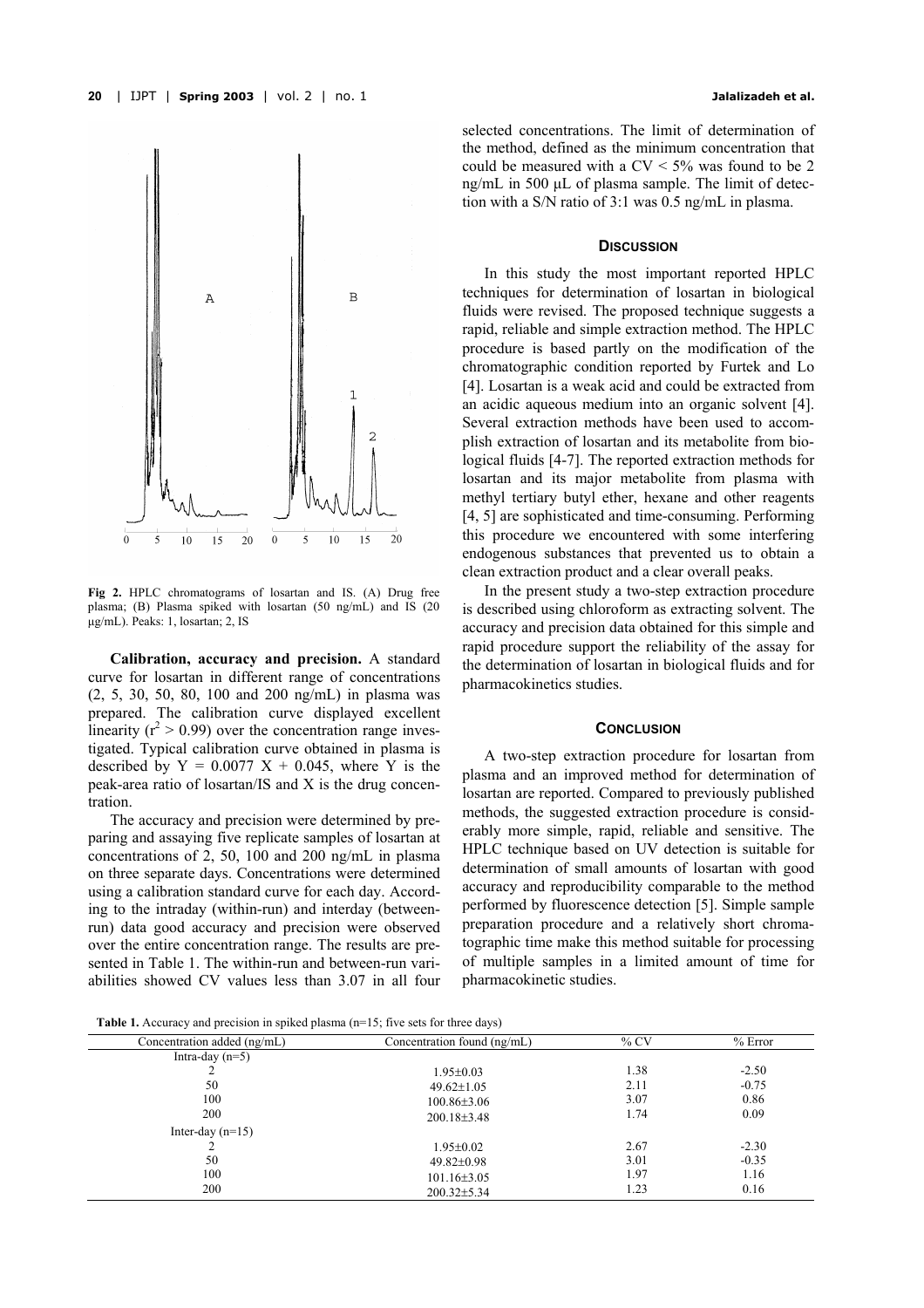**Fig 2.** HPLC chromatograms of losartan and IS. (A) Drug free plasma; (B) Plasma spiked with losartan (50 ng/mL) and IS (20 μg/mL). Peaks: 1, losartan; 2, IS

**Calibration, accuracy and precision.** A standard curve for losartan in different range of concentrations (2, 5, 30, 50, 80, 100 and 200 ng/mL) in plasma was prepared. The calibration curve displayed excellent linearity ($r^2 > 0.99$) over the concentration range investigated. Typical calibration curve obtained in plasma is described by $Y = 0.0077\ X + 0.045$, where Y is the peak-area ratio of losartan/IS and X is the drug concentration.

The accuracy and precision were determined by preparing and assaying five replicate samples of losartan at concentrations of 2, 50, 100 and 200 ng/mL in plasma on three separate days. Concentrations were determined using a calibration standard curve for each day. According to the intraday (within-run) and interday (between-run) data good accuracy and precision were observed over the entire concentration range. The results are presented in Table 1. The within-run and between-run variabilities showed CV values less than 3.07 in all four selected concentrations. The limit of determination of the method, defined as the minimum concentration that could be measured with a CV < 5% was found to be 2 ng/mL in 500 μL of plasma sample. The limit of detection with a S/N ratio of 3:1 was 0.5 ng/mL in plasma.

## Discussion

In this study the most important reported HPLC techniques for determination of losartan in biological fluids were revised. The proposed technique suggests a rapid, reliable and simple extraction method. The HPLC procedure is based partly on the modification of the chromatographic condition reported by Furtek and Lo [4]. Losartan is a weak acid and could be extracted from an acidic aqueous medium into an organic solvent [4]. Several extraction methods have been used to accomplish extraction of losartan and its metabolite from biological fluids [4-7]. The reported extraction methods for losartan and its major metabolite from plasma with methyl tertiary butyl ether, hexane and other reagents [4, 5] are sophisticated and time-consuming. Performing this procedure we encountered with some interfering endogenous substances that prevented us to obtain a clean extraction product and a clear overall peaks.

In the present study a two-step extraction procedure is described using chloroform as extracting solvent. The accuracy and precision data obtained for this simple and rapid procedure support the reliability of the assay for the determination of losartan in biological fluids and for pharmacokinetics studies.

## Conclusion

A two-step extraction procedure for losartan from plasma and an improved method for determination of losartan are reported. Compared to previously published methods, the suggested extraction procedure is considerably more simple, rapid, reliable and sensitive. The HPLC technique based on UV detection is suitable for determination of small amounts of losartan with good accuracy and reproducibility comparable to the method performed by fluorescence detection [5]. Simple sample preparation procedure and a relatively short chromatographic time make this method suitable for processing of multiple samples in a limited amount of time for pharmacokinetic studies.

**Table 1.** Accuracy and precision in spiked plasma (n=15; five sets for three days)

| Concentration added (ng/mL) | Concentration found (ng/mL) | % CV | % Error |
|---|---|---|---|
| Intra-day (n=5) | | | |
| 2 | 1.95±0.03 | 1.38 | -2.50 |
| 50 | 49.62±1.05 | 2.11 | -0.75 |
| 100 | 100.86±3.06 | 3.07 | 0.86 |
| 200 | 200.18±3.48 | 1.74 | 0.09 |
| Inter-day (n=15) | | | |
| 2 | 1.95±0.02 | 2.67 | -2.30 |
| 50 | 49.82±0.98 | 3.01 | -0.35 |
| 100 | 101.16±3.05 | 1.97 | 1.16 |
| 200 | 200.32±5.34 | 1.23 | 0.16 |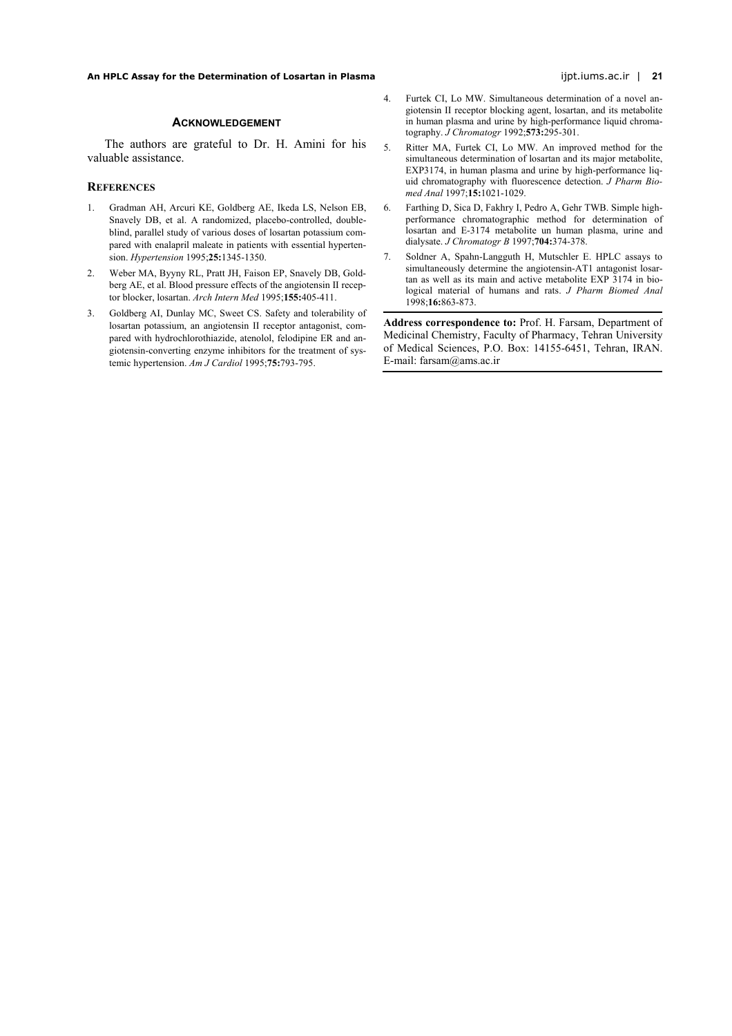## Acknowledgement

The authors are grateful to Dr. H. Amini for his valuable assistance.

## References

1. Gradman AH, Arcuri KE, Goldberg AE, Ikeda LS, Nelson EB, Snavely DB, et al. A randomized, placebo-controlled, double-blind, parallel study of various doses of losartan potassium compared with enalapril maleate in patients with essential hypertension. *Hypertension* 1995;**25:**1345-1350.
2. Weber MA, Byyny RL, Pratt JH, Faison EP, Snavely DB, Goldberg AE, et al. Blood pressure effects of the angiotensin II receptor blocker, losartan. *Arch Intern Med* 1995;**155:**405-411.
3. Goldberg AI, Dunlay MC, Sweet CS. Safety and tolerability of losartan potassium, an angiotensin II receptor antagonist, compared with hydrochlorothiazide, atenolol, felodipine ER and angiotensin-converting enzyme inhibitors for the treatment of systemic hypertension. *Am J Cardiol* 1995;**75:**793-795.
4. Furtek CI, Lo MW. Simultaneous determination of a novel angiotensin II receptor blocking agent, losartan, and its metabolite in human plasma and urine by high-performance liquid chromatography. *J Chromatogr* 1992;**573:**295-301.
5. Ritter MA, Furtek CI, Lo MW. An improved method for the simultaneous determination of losartan and its major metabolite, EXP3174, in human plasma and urine by high-performance liquid chromatography with fluorescence detection. *J Pharm Biomed Anal* 1997;**15:**1021-1029.
6. Farthing D, Sica D, Fakhry I, Pedro A, Gehr TWB. Simple high-performance chromatographic method for determination of losartan and E-3174 metabolite un human plasma, urine and dialysate. *J Chromatogr B* 1997;**704:**374-378.
7. Soldner A, Spahn-Langguth H, Mutschler E. HPLC assays to simultaneously determine the angiotensin-AT1 antagonist losartan as well as its main and active metabolite EXP 3174 in biological material of humans and rats. *J Pharm Biomed Anal* 1998;**16:**863-873.

**Address correspondence to:** Prof. H. Farsam, Department of Medicinal Chemistry, Faculty of Pharmacy, Tehran University of Medical Sciences, P.O. Box: 14155-6451, Tehran, IRAN. E-mail: farsam@ams.ac.ir